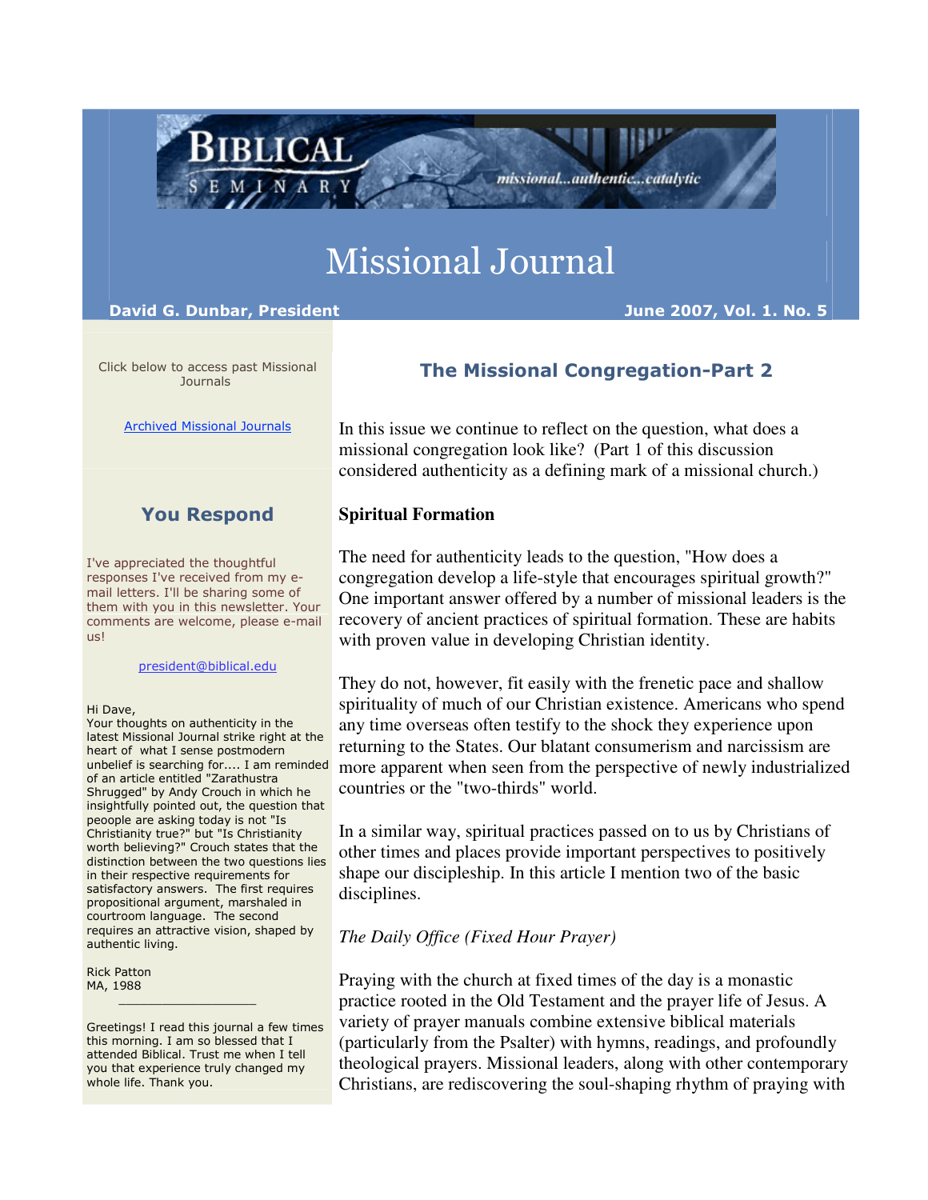BIBLICAL SEMINARY

missional...authentic...catalytic

# Missional Journal

**David G. Dunbar, President** **June 2007, Vol. 1. No. 5**

## The Missional Congregation-Part 2

In this issue we continue to reflect on the question, what does a missional congregation look like? (Part 1 of this discussion considered authenticity as a defining mark of a missional church.)

### Spiritual Formation

The need for authenticity leads to the question, "How does a congregation develop a life-style that encourages spiritual growth?" One important answer offered by a number of missional leaders is the recovery of ancient practices of spiritual formation. These are habits with proven value in developing Christian identity.

They do not, however, fit easily with the frenetic pace and shallow spirituality of much of our Christian existence. Americans who spend any time overseas often testify to the shock they experience upon returning to the States. Our blatant consumerism and narcissism are more apparent when seen from the perspective of newly industrialized countries or the "two-thirds" world.

In a similar way, spiritual practices passed on to us by Christians of other times and places provide important perspectives to positively shape our discipleship. In this article I mention two of the basic disciplines.

*The Daily Office (Fixed Hour Prayer)*

Praying with the church at fixed times of the day is a monastic practice rooted in the Old Testament and the prayer life of Jesus. A variety of prayer manuals combine extensive biblical materials (particularly from the Psalter) with hymns, readings, and profoundly theological prayers. Missional leaders, along with other contemporary Christians, are rediscovering the soul-shaping rhythm of praying with

---

Click below to access past Missional Journals

[Archived Missional Journals]

## You Respond

I've appreciated the thoughtful responses I've received from my e-mail letters. I'll be sharing some of them with you in this newsletter. Your comments are welcome, please e-mail us!

president@biblical.edu

Hi Dave,
Your thoughts on authenticity in the latest Missional Journal strike right at the heart of what I sense postmodern unbelief is searching for.... I am reminded of an article entitled "Zarathustra Shrugged" by Andy Crouch in which he insightfully pointed out, the question that peoople are asking today is not "Is Christianity true?" but "Is Christianity worth believing?" Crouch states that the distinction between the two questions lies in their respective requirements for satisfactory answers. The first requires propositional argument, marshaled in courtroom language. The second requires an attractive vision, shaped by authentic living.

Rick Patton
MA, 1988

---

Greetings! I read this journal a few times this morning. I am so blessed that I attended Biblical. Trust me when I tell you that experience truly changed my whole life. Thank you.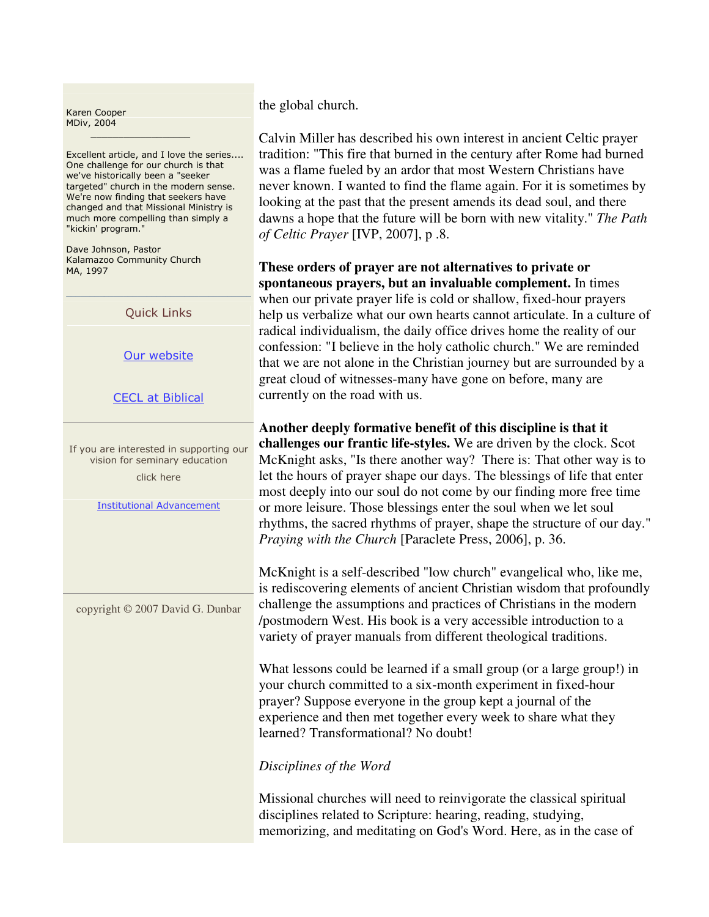Karen Cooper
MDiv, 2004

Excellent article, and I love the series.... One challenge for our church is that we've historically been a "seeker targeted" church in the modern sense. We're now finding that seekers have changed and that Missional Ministry is much more compelling than simply a "kickin' program."

Dave Johnson, Pastor
Kalamazoo Community Church
MA, 1997

Quick Links

[Our website]

[CECL at Biblical]

If you are interested in supporting our vision for seminary education

click here

[Institutional Advancement]

copyright © 2007 David G. Dunbar

the global church.

Calvin Miller has described his own interest in ancient Celtic prayer tradition: "This fire that burned in the century after Rome had burned was a flame fueled by an ardor that most Western Christians have never known. I wanted to find the flame again. For it is sometimes by looking at the past that the present amends its dead soul, and there dawns a hope that the future will be born with new vitality." *The Path of Celtic Prayer* [IVP, 2007], p .8.

**These orders of prayer are not alternatives to private or spontaneous prayers, but an invaluable complement.** In times when our private prayer life is cold or shallow, fixed-hour prayers help us verbalize what our own hearts cannot articulate. In a culture of radical individualism, the daily office drives home the reality of our confession: "I believe in the holy catholic church." We are reminded that we are not alone in the Christian journey but are surrounded by a great cloud of witnesses-many have gone on before, many are currently on the road with us.

**Another deeply formative benefit of this discipline is that it challenges our frantic life-styles.** We are driven by the clock. Scot McKnight asks, "Is there another way? There is: That other way is to let the hours of prayer shape our days. The blessings of life that enter most deeply into our soul do not come by our finding more free time or more leisure. Those blessings enter the soul when we let soul rhythms, the sacred rhythms of prayer, shape the structure of our day." *Praying with the Church* [Paraclete Press, 2006], p. 36.

McKnight is a self-described "low church" evangelical who, like me, is rediscovering elements of ancient Christian wisdom that profoundly challenge the assumptions and practices of Christians in the modern /postmodern West. His book is a very accessible introduction to a variety of prayer manuals from different theological traditions.

What lessons could be learned if a small group (or a large group!) in your church committed to a six-month experiment in fixed-hour prayer? Suppose everyone in the group kept a journal of the experience and then met together every week to share what they learned? Transformational? No doubt!

*Disciplines of the Word*

Missional churches will need to reinvigorate the classical spiritual disciplines related to Scripture: hearing, reading, studying, memorizing, and meditating on God's Word. Here, as in the case of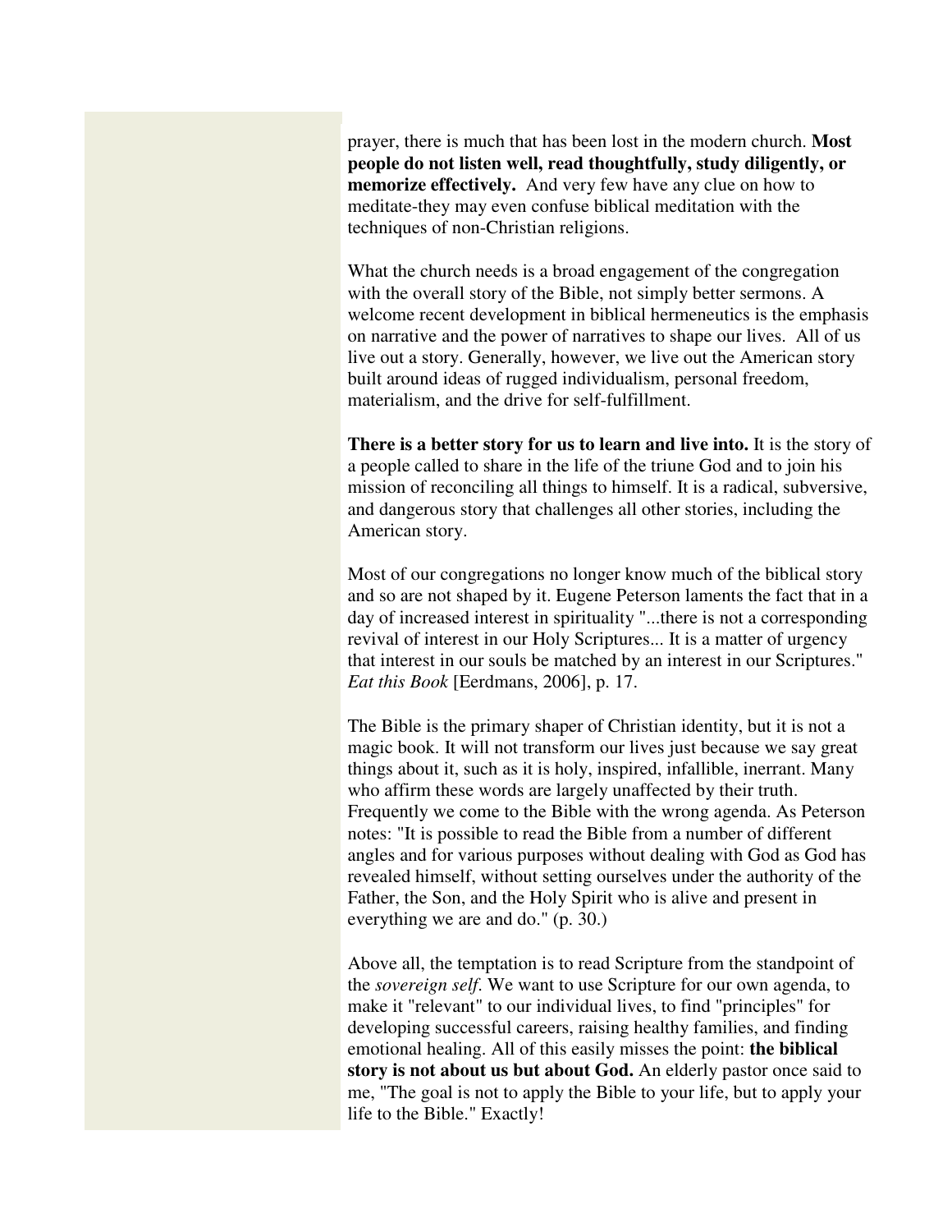prayer, there is much that has been lost in the modern church. **Most people do not listen well, read thoughtfully, study diligently, or memorize effectively.** And very few have any clue on how to meditate-they may even confuse biblical meditation with the techniques of non-Christian religions.

What the church needs is a broad engagement of the congregation with the overall story of the Bible, not simply better sermons. A welcome recent development in biblical hermeneutics is the emphasis on narrative and the power of narratives to shape our lives. All of us live out a story. Generally, however, we live out the American story built around ideas of rugged individualism, personal freedom, materialism, and the drive for self-fulfillment.

**There is a better story for us to learn and live into.** It is the story of a people called to share in the life of the triune God and to join his mission of reconciling all things to himself. It is a radical, subversive, and dangerous story that challenges all other stories, including the American story.

Most of our congregations no longer know much of the biblical story and so are not shaped by it. Eugene Peterson laments the fact that in a day of increased interest in spirituality "...there is not a corresponding revival of interest in our Holy Scriptures... It is a matter of urgency that interest in our souls be matched by an interest in our Scriptures." *Eat this Book* [Eerdmans, 2006], p. 17.

The Bible is the primary shaper of Christian identity, but it is not a magic book. It will not transform our lives just because we say great things about it, such as it is holy, inspired, infallible, inerrant. Many who affirm these words are largely unaffected by their truth. Frequently we come to the Bible with the wrong agenda. As Peterson notes: "It is possible to read the Bible from a number of different angles and for various purposes without dealing with God as God has revealed himself, without setting ourselves under the authority of the Father, the Son, and the Holy Spirit who is alive and present in everything we are and do." (p. 30.)

Above all, the temptation is to read Scripture from the standpoint of the *sovereign self*. We want to use Scripture for our own agenda, to make it "relevant" to our individual lives, to find "principles" for developing successful careers, raising healthy families, and finding emotional healing. All of this easily misses the point: **the biblical story is not about us but about God.** An elderly pastor once said to me, "The goal is not to apply the Bible to your life, but to apply your life to the Bible." Exactly!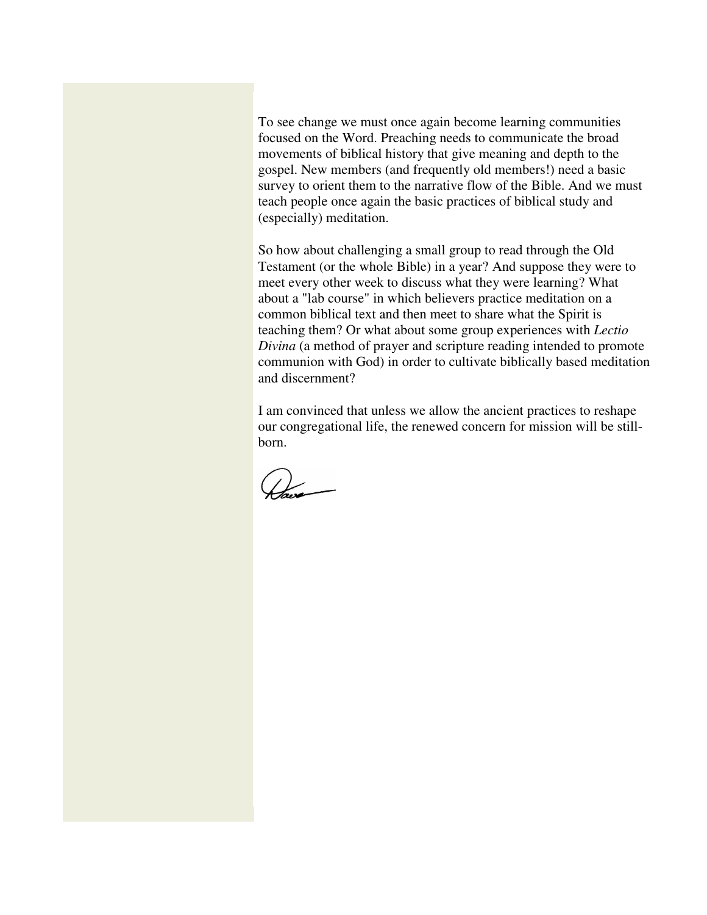To see change we must once again become learning communities focused on the Word. Preaching needs to communicate the broad movements of biblical history that give meaning and depth to the gospel. New members (and frequently old members!) need a basic survey to orient them to the narrative flow of the Bible. And we must teach people once again the basic practices of biblical study and (especially) meditation.

So how about challenging a small group to read through the Old Testament (or the whole Bible) in a year? And suppose they were to meet every other week to discuss what they were learning? What about a "lab course" in which believers practice meditation on a common biblical text and then meet to share what the Spirit is teaching them? Or what about some group experiences with *Lectio Divina* (a method of prayer and scripture reading intended to promote communion with God) in order to cultivate biblically based meditation and discernment?

I am convinced that unless we allow the ancient practices to reshape our congregational life, the renewed concern for mission will be still-born.

Dave